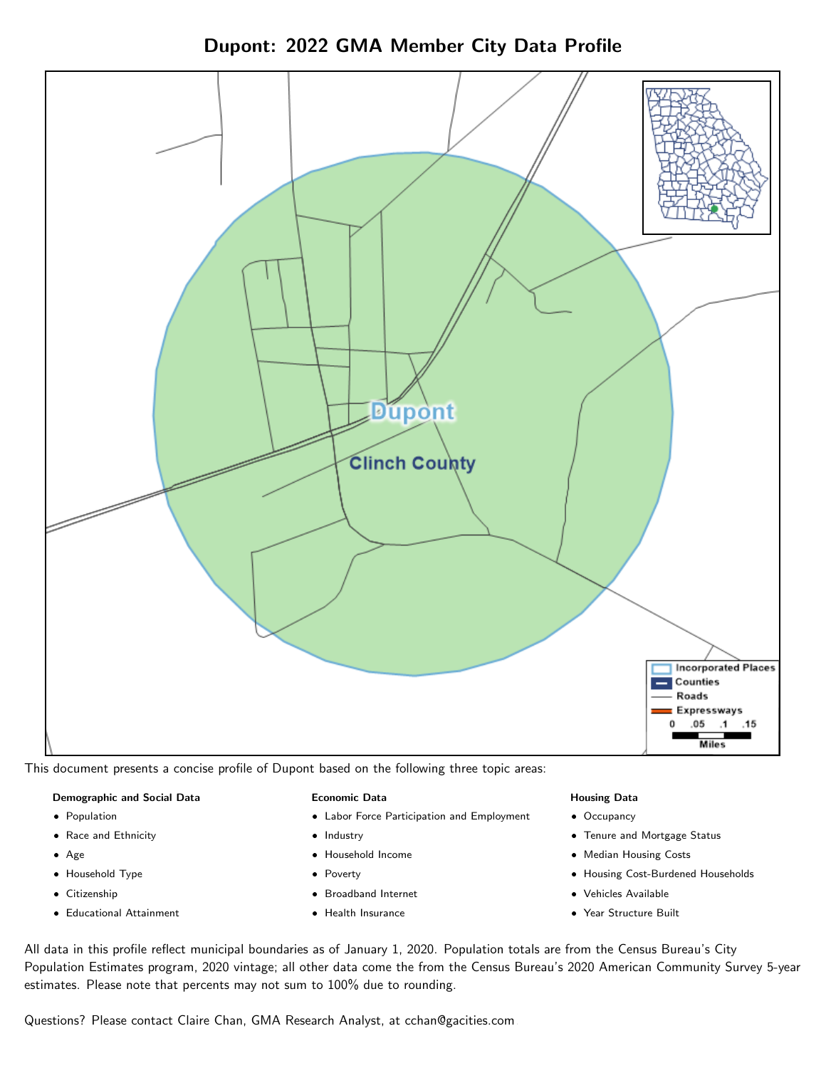# Dupont: 2022 GMA Member City Data Profile

This document presents a concise profile of Dupont based on the following three topic areas:

**Demographic and Social Data**

- Population
- Race and Ethnicity
- Age
- Household Type
- Citizenship
- Educational Attainment

**Economic Data**

- Labor Force Participation and Employment
- Industry
- Household Income
- Poverty
- Broadband Internet
- Health Insurance

**Housing Data**

- Occupancy
- Tenure and Mortgage Status
- Median Housing Costs
- Housing Cost-Burdened Households
- Vehicles Available
- Year Structure Built

All data in this profile reflect municipal boundaries as of January 1, 2020. Population totals are from the Census Bureau's City Population Estimates program, 2020 vintage; all other data come the from the Census Bureau's 2020 American Community Survey 5-year estimates. Please note that percents may not sum to 100% due to rounding.

Questions? Please contact Claire Chan, GMA Research Analyst, at cchan@gacities.com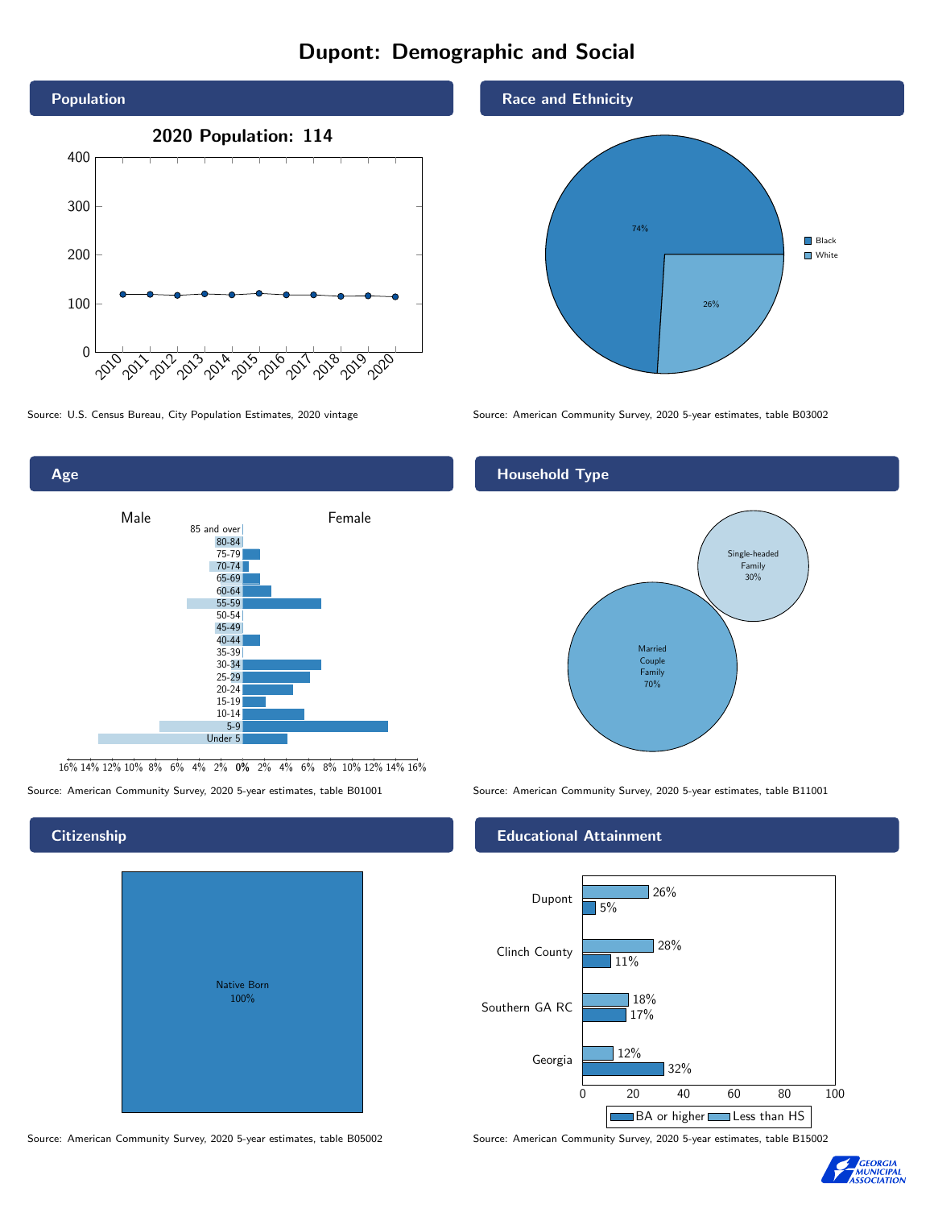# Dupont: Demographic and Social

## Population

2020 Population: 114

Source: U.S. Census Bureau, City Population Estimates, 2020 vintage

## Race and Ethnicity

- Black: 74%
- White: 26%

Source: American Community Survey, 2020 5-year estimates, table B03002

## Age

Male / Female

Age groups: 85 and over, 80-84, 75-79, 70-74, 65-69, 60-64, 55-59, 50-54, 45-49, 40-44, 35-39, 30-34, 25-29, 20-24, 15-19, 10-14, 5-9, Under 5

Source: American Community Survey, 2020 5-year estimates, table B01001

## Household Type

- Single-headed Family: 30%
- Married Couple Family: 70%

Source: American Community Survey, 2020 5-year estimates, table B11001

## Citizenship

Native Born 100%

Source: American Community Survey, 2020 5-year estimates, table B05002

## Educational Attainment

| | Less than HS | BA or higher |
|---|---|---|
| Dupont | 26% | 5% |
| Clinch County | 28% | 11% |
| Southern GA RC | 18% | 17% |
| Georgia | 12% | 32% |

Source: American Community Survey, 2020 5-year estimates, table B15002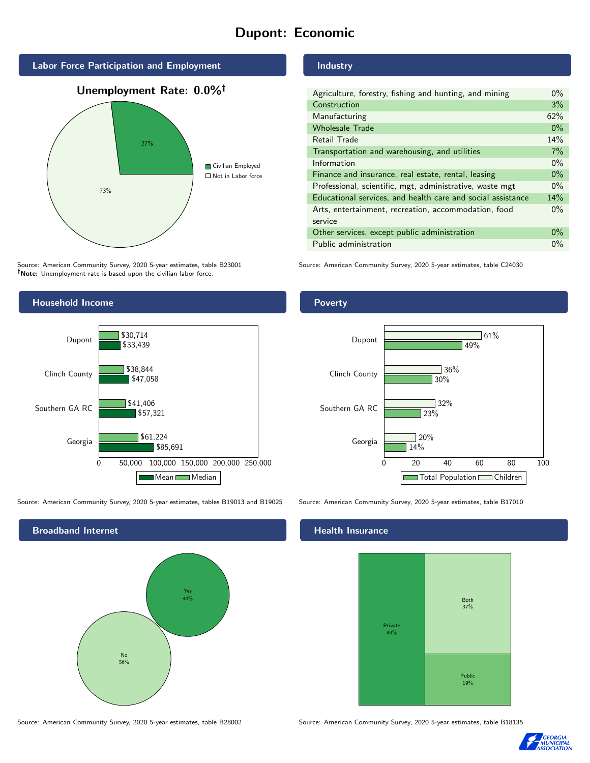# Dupont: Economic

## Labor Force Participation and Employment

**Unemployment Rate: 0.0%†**

| Category | Percent |
|---|---|
| Civilian Employed | 27% |
| Not in Labor force | 73% |

Source: American Community Survey, 2020 5-year estimates, table B23001
**†Note:** Unemployment rate is based upon the civilian labor force.

## Industry

| Industry | Percent |
|---|---|
| Agriculture, forestry, fishing and hunting, and mining | 0% |
| Construction | 3% |
| Manufacturing | 62% |
| Wholesale Trade | 0% |
| Retail Trade | 14% |
| Transportation and warehousing, and utilities | 7% |
| Information | 0% |
| Finance and insurance, real estate, rental, leasing | 0% |
| Professional, scientific, mgt, administrative, waste mgt | 0% |
| Educational services, and health care and social assistance | 14% |
| Arts, entertainment, recreation, accommodation, food service | 0% |
| Other services, except public administration | 0% |
| Public administration | 0% |

Source: American Community Survey, 2020 5-year estimates, table C24030

## Household Income

| | Median | Mean |
|---|---|---|
| Dupont | $30,714 | $33,439 |
| Clinch County | $38,844 | $47,058 |
| Southern GA RC | $41,406 | $57,321 |
| Georgia | $61,224 | $85,691 |

Source: American Community Survey, 2020 5-year estimates, tables B19013 and B19025

## Poverty

| | Children | Total Population |
|---|---|---|
| Dupont | 61% | 49% |
| Clinch County | 36% | 30% |
| Southern GA RC | 32% | 23% |
| Georgia | 20% | 14% |

Source: American Community Survey, 2020 5-year estimates, table B17010

## Broadband Internet

| Response | Percent |
|---|---|
| Yes | 44% |
| No | 56% |

Source: American Community Survey, 2020 5-year estimates, table B28002

## Health Insurance

| Type | Percent |
|---|---|
| Private | 43% |
| Both | 37% |
| Public | 19% |

Source: American Community Survey, 2020 5-year estimates, table B18135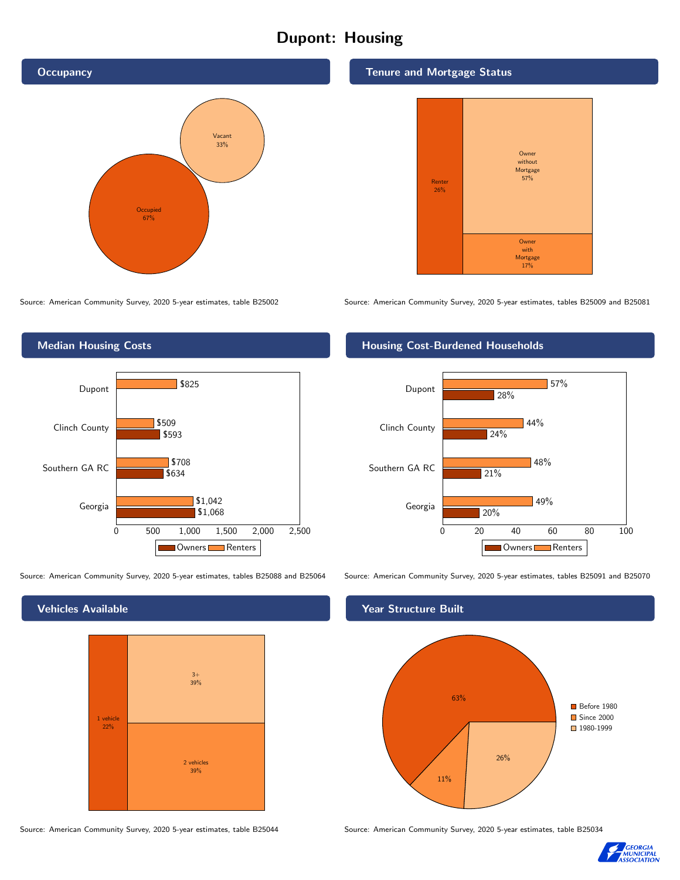# Dupont: Housing

## Occupancy

Vacant
33%

Occupied
67%

Source: American Community Survey, 2020 5-year estimates, table B25002

## Tenure and Mortgage Status

Renter
26%

Owner
without
Mortgage
57%

Owner
with
Mortgage
17%

Source: American Community Survey, 2020 5-year estimates, tables B25009 and B25081

## Median Housing Costs

Dupont
$825

Clinch County
$509
$593

Southern GA RC
$708
$634

Georgia
$1,042
$1,068

0 500 1,000 1,500 2,000 2,500

Owners Renters

Source: American Community Survey, 2020 5-year estimates, tables B25088 and B25064

## Housing Cost-Burdened Households

Dupont
57%
28%

Clinch County
44%
24%

Southern GA RC
48%
21%

Georgia
49%
20%

0 20 40 60 80 100

Owners Renters

Source: American Community Survey, 2020 5-year estimates, tables B25091 and B25070

## Vehicles Available

1 vehicle
22%

3+
39%

2 vehicles
39%

Source: American Community Survey, 2020 5-year estimates, table B25044

## Year Structure Built

63%

11%

26%

Before 1980
Since 2000
1980-1999

Source: American Community Survey, 2020 5-year estimates, table B25034

GEORGIA MUNICIPAL ASSOCIATION